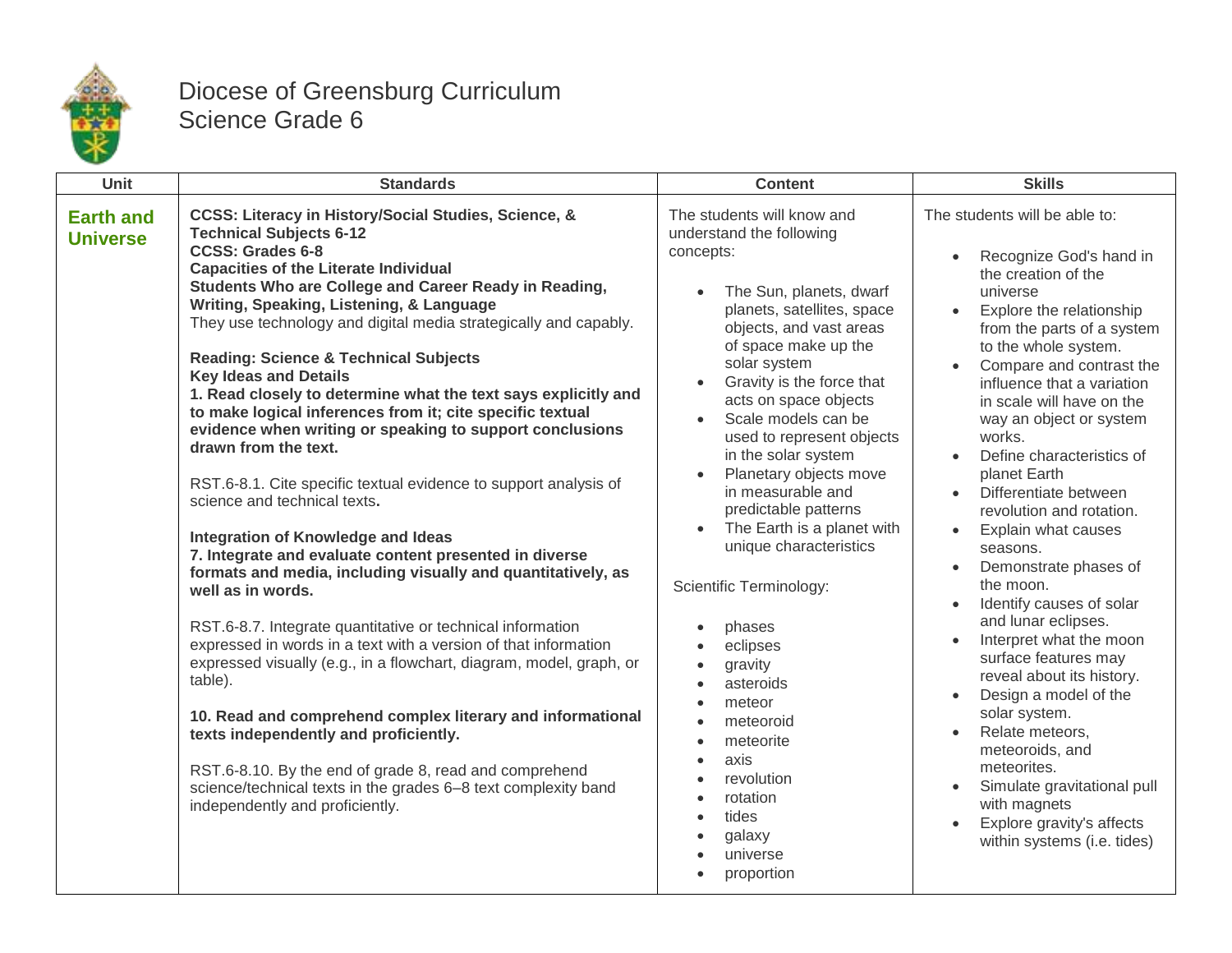# Diocese of Greensburg Curriculum
## Science Grade 6

| Unit | Standards | Content | Skills |
|---|---|---|---|
| **Earth and Universe** | **CCSS: Literacy in History/Social Studies, Science, & Technical Subjects 6-12**<br>**CCSS: Grades 6-8**<br>**Capacities of the Literate Individual**<br>**Students Who are College and Career Ready in Reading, Writing, Speaking, Listening, & Language**<br>They use technology and digital media strategically and capably.<br><br>**Reading: Science & Technical Subjects**<br>**Key Ideas and Details**<br>**1. Read closely to determine what the text says explicitly and to make logical inferences from it; cite specific textual evidence when writing or speaking to support conclusions drawn from the text.**<br><br>RST.6-8.1. Cite specific textual evidence to support analysis of science and technical texts**.**<br><br>**Integration of Knowledge and Ideas**<br>**7. Integrate and evaluate content presented in diverse formats and media, including visually and quantitatively, as well as in words.**<br><br>RST.6-8.7. Integrate quantitative or technical information expressed in words in a text with a version of that information expressed visually (e.g., in a flowchart, diagram, model, graph, or table).<br><br>**10. Read and comprehend complex literary and informational texts independently and proficiently.**<br><br>RST.6-8.10. By the end of grade 8, read and comprehend science/technical texts in the grades 6–8 text complexity band independently and proficiently. | The students will know and understand the following concepts:<br><br>• The Sun, planets, dwarf planets, satellites, space objects, and vast areas of space make up the solar system<br>• Gravity is the force that acts on space objects<br>• Scale models can be used to represent objects in the solar system<br>• Planetary objects move in measurable and predictable patterns<br>• The Earth is a planet with unique characteristics<br><br>Scientific Terminology:<br><br>• phases<br>• eclipses<br>• gravity<br>• asteroids<br>• meteor<br>• meteoroid<br>• meteorite<br>• axis<br>• revolution<br>• rotation<br>• tides<br>• galaxy<br>• universe<br>• proportion | The students will be able to:<br><br>• Recognize God's hand in the creation of the universe<br>• Explore the relationship from the parts of a system to the whole system.<br>• Compare and contrast the influence that a variation in scale will have on the way an object or system works.<br>• Define characteristics of planet Earth<br>• Differentiate between revolution and rotation.<br>• Explain what causes seasons.<br>• Demonstrate phases of the moon.<br>• Identify causes of solar and lunar eclipses.<br>• Interpret what the moon surface features may reveal about its history.<br>• Design a model of the solar system.<br>• Relate meteors, meteoroids, and meteorites.<br>• Simulate gravitational pull with magnets<br>• Explore gravity's affects within systems (i.e. tides) |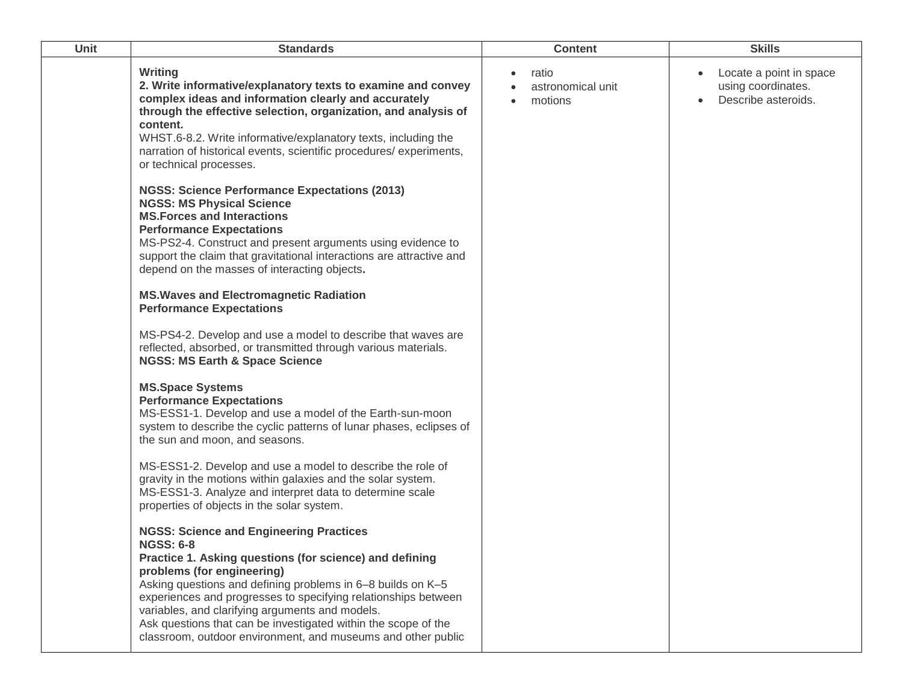| Unit | Standards | Content | Skills |
|---|---|---|---|
| | **Writing**<br>**2. Write informative/explanatory texts to examine and convey complex ideas and information clearly and accurately through the effective selection, organization, and analysis of content.**<br>WHST.6-8.2. Write informative/explanatory texts, including the narration of historical events, scientific procedures/ experiments, or technical processes.<br><br>**NGSS: Science Performance Expectations (2013)**<br>**NGSS: MS Physical Science**<br>**MS.Forces and Interactions**<br>**Performance Expectations**<br>MS-PS2-4. Construct and present arguments using evidence to support the claim that gravitational interactions are attractive and depend on the masses of interacting objects**.**<br><br>**MS.Waves and Electromagnetic Radiation**<br>**Performance Expectations**<br><br>MS-PS4-2. Develop and use a model to describe that waves are reflected, absorbed, or transmitted through various materials.<br>**NGSS: MS Earth & Space Science**<br><br>**MS.Space Systems**<br>**Performance Expectations**<br>MS-ESS1-1. Develop and use a model of the Earth-sun-moon system to describe the cyclic patterns of lunar phases, eclipses of the sun and moon, and seasons.<br><br>MS-ESS1-2. Develop and use a model to describe the role of gravity in the motions within galaxies and the solar system.<br>MS-ESS1-3. Analyze and interpret data to determine scale properties of objects in the solar system.<br><br>**NGSS: Science and Engineering Practices**<br>**NGSS: 6-8**<br>**Practice 1. Asking questions (for science) and defining problems (for engineering)**<br>Asking questions and defining problems in 6–8 builds on K–5 experiences and progresses to specifying relationships between variables, and clarifying arguments and models.<br>Ask questions that can be investigated within the scope of the classroom, outdoor environment, and museums and other public | • ratio<br>• astronomical unit<br>• motions | • Locate a point in space using coordinates.<br>• Describe asteroids. |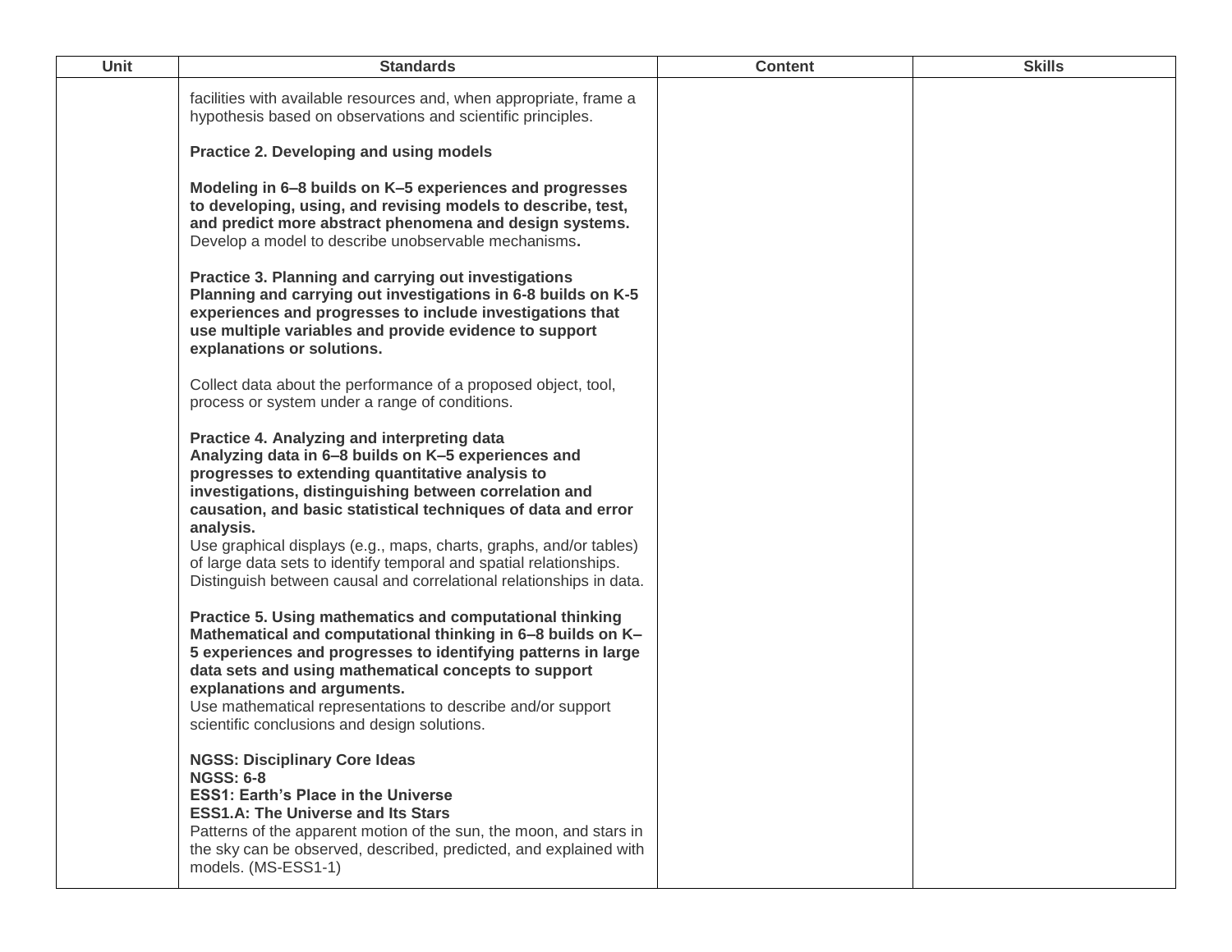| Unit | Standards | Content | Skills |
|---|---|---|---|
| | facilities with available resources and, when appropriate, frame a hypothesis based on observations and scientific principles.<br><br>**Practice 2. Developing and using models**<br><br>**Modeling in 6–8 builds on K–5 experiences and progresses to developing, using, and revising models to describe, test, and predict more abstract phenomena and design systems.** Develop a model to describe unobservable mechanisms**.**<br><br>**Practice 3. Planning and carrying out investigations**<br>**Planning and carrying out investigations in 6-8 builds on K-5 experiences and progresses to include investigations that use multiple variables and provide evidence to support explanations or solutions.**<br><br>Collect data about the performance of a proposed object, tool, process or system under a range of conditions.<br><br>**Practice 4. Analyzing and interpreting data**<br>**Analyzing data in 6–8 builds on K–5 experiences and progresses to extending quantitative analysis to investigations, distinguishing between correlation and causation, and basic statistical techniques of data and error analysis.**<br>Use graphical displays (e.g., maps, charts, graphs, and/or tables) of large data sets to identify temporal and spatial relationships.<br>Distinguish between causal and correlational relationships in data.<br><br>**Practice 5. Using mathematics and computational thinking**<br>**Mathematical and computational thinking in 6–8 builds on K–5 experiences and progresses to identifying patterns in large data sets and using mathematical concepts to support explanations and arguments.**<br>Use mathematical representations to describe and/or support scientific conclusions and design solutions.<br><br>**NGSS: Disciplinary Core Ideas**<br>**NGSS: 6-8**<br>**ESS1: Earth's Place in the Universe**<br>**ESS1.A: The Universe and Its Stars**<br>Patterns of the apparent motion of the sun, the moon, and stars in the sky can be observed, described, predicted, and explained with models. (MS-ESS1-1) | | |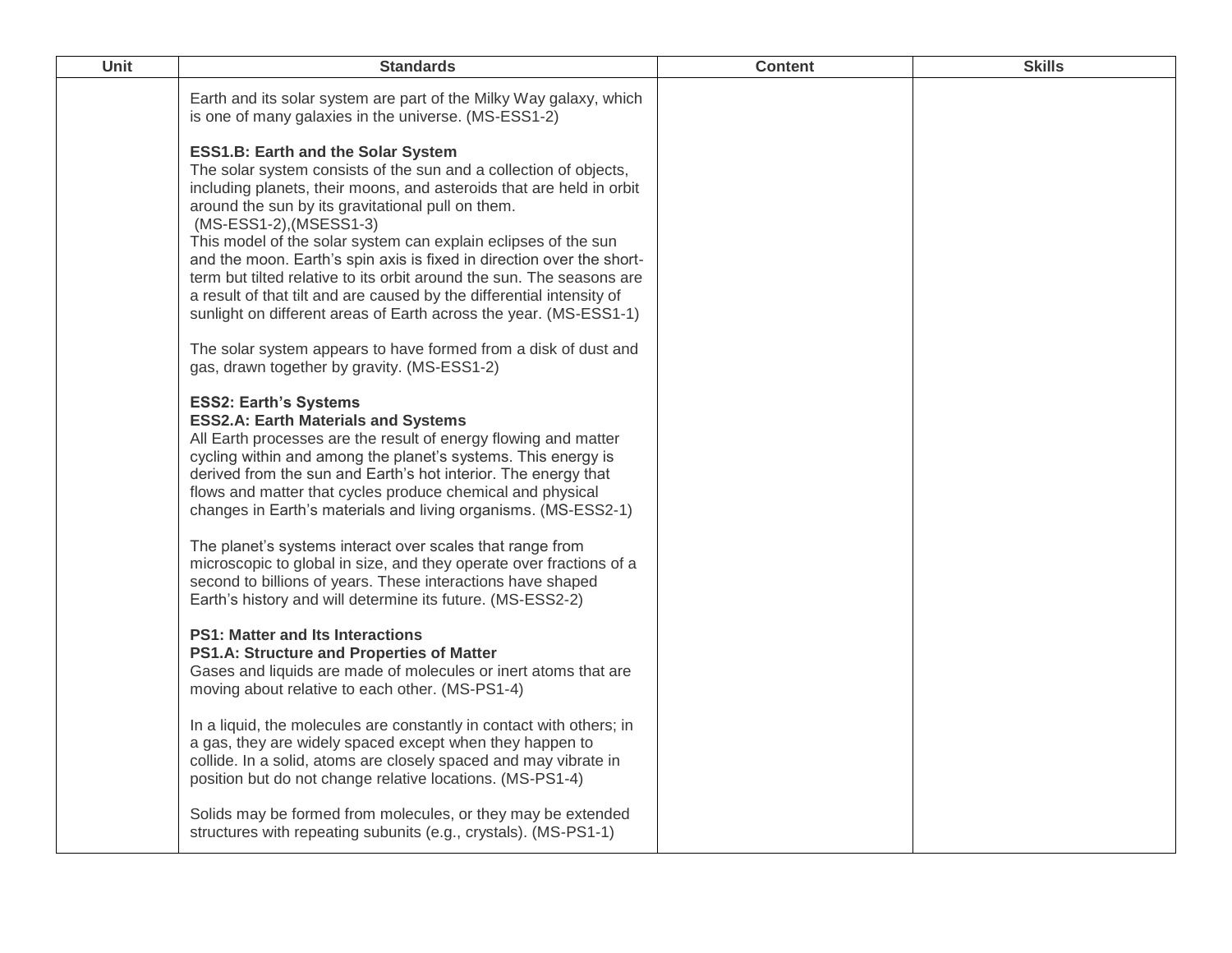| Unit | Standards | Content | Skills |
| --- | --- | --- | --- |
| | Earth and its solar system are part of the Milky Way galaxy, which is one of many galaxies in the universe. (MS-ESS1-2)<br><br>**ESS1.B: Earth and the Solar System**<br>The solar system consists of the sun and a collection of objects, including planets, their moons, and asteroids that are held in orbit around the sun by its gravitational pull on them.<br>(MS-ESS1-2),(MSESS1-3)<br>This model of the solar system can explain eclipses of the sun and the moon. Earth's spin axis is fixed in direction over the short-term but tilted relative to its orbit around the sun. The seasons are a result of that tilt and are caused by the differential intensity of sunlight on different areas of Earth across the year. (MS-ESS1-1)<br><br>The solar system appears to have formed from a disk of dust and gas, drawn together by gravity. (MS-ESS1-2)<br><br>**ESS2: Earth's Systems**<br>**ESS2.A: Earth Materials and Systems**<br>All Earth processes are the result of energy flowing and matter cycling within and among the planet's systems. This energy is derived from the sun and Earth's hot interior. The energy that flows and matter that cycles produce chemical and physical changes in Earth's materials and living organisms. (MS-ESS2-1)<br><br>The planet's systems interact over scales that range from microscopic to global in size, and they operate over fractions of a second to billions of years. These interactions have shaped Earth's history and will determine its future. (MS-ESS2-2)<br><br>**PS1: Matter and Its Interactions**<br>**PS1.A: Structure and Properties of Matter**<br>Gases and liquids are made of molecules or inert atoms that are moving about relative to each other. (MS-PS1-4)<br><br>In a liquid, the molecules are constantly in contact with others; in a gas, they are widely spaced except when they happen to collide. In a solid, atoms are closely spaced and may vibrate in position but do not change relative locations. (MS-PS1-4)<br><br>Solids may be formed from molecules, or they may be extended structures with repeating subunits (e.g., crystals). (MS-PS1-1) | | |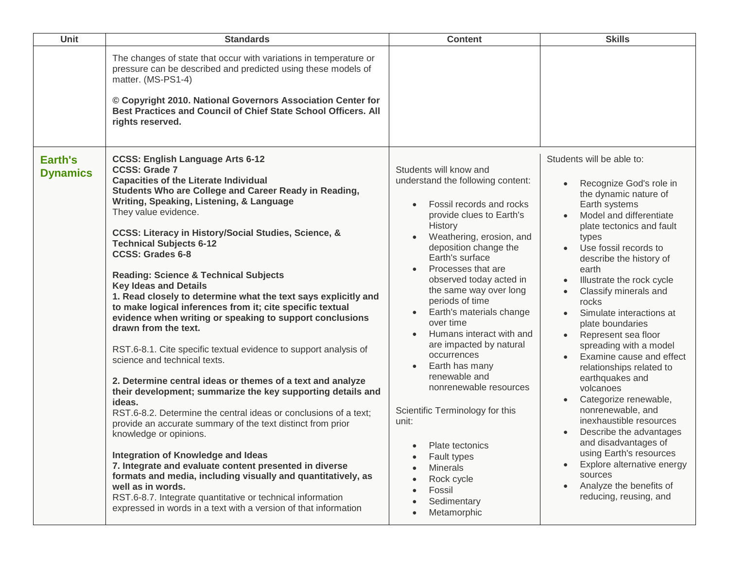| Unit | Standards | Content | Skills |
| --- | --- | --- | --- |
| | The changes of state that occur with variations in temperature or pressure can be described and predicted using these models of matter. (MS-PS1-4)<br><br>**© Copyright 2010. National Governors Association Center for Best Practices and Council of Chief State School Officers. All rights reserved.** | | |
| **Earth's Dynamics** | **CCSS: English Language Arts 6-12**<br>**CCSS: Grade 7**<br>**Capacities of the Literate Individual**<br>**Students Who are College and Career Ready in Reading, Writing, Speaking, Listening, & Language**<br>They value evidence.<br><br>**CCSS: Literacy in History/Social Studies, Science, & Technical Subjects 6-12**<br>**CCSS: Grades 6-8**<br><br>**Reading: Science & Technical Subjects**<br>**Key Ideas and Details**<br>**1. Read closely to determine what the text says explicitly and to make logical inferences from it; cite specific textual evidence when writing or speaking to support conclusions drawn from the text.**<br><br>RST.6-8.1. Cite specific textual evidence to support analysis of science and technical texts.<br><br>**2. Determine central ideas or themes of a text and analyze their development; summarize the key supporting details and ideas.**<br>RST.6-8.2. Determine the central ideas or conclusions of a text; provide an accurate summary of the text distinct from prior knowledge or opinions.<br><br>**Integration of Knowledge and Ideas**<br>**7. Integrate and evaluate content presented in diverse formats and media, including visually and quantitatively, as well as in words.**<br>RST.6-8.7. Integrate quantitative or technical information expressed in words in a text with a version of that information | Students will know and understand the following content:<br><br>• Fossil records and rocks provide clues to Earth's History<br>• Weathering, erosion, and deposition change the Earth's surface<br>• Processes that are observed today acted in the same way over long periods of time<br>• Earth's materials change over time<br>• Humans interact with and are impacted by natural occurrences<br>• Earth has many renewable and nonrenewable resources<br><br>Scientific Terminology for this unit:<br><br>• Plate tectonics<br>• Fault types<br>• Minerals<br>• Rock cycle<br>• Fossil<br>• Sedimentary<br>• Metamorphic | Students will be able to:<br><br>• Recognize God's role in the dynamic nature of Earth systems<br>• Model and differentiate plate tectonics and fault types<br>• Use fossil records to describe the history of earth<br>• Illustrate the rock cycle<br>• Classify minerals and rocks<br>• Simulate interactions at plate boundaries<br>• Represent sea floor spreading with a model<br>• Examine cause and effect relationships related to earthquakes and volcanoes<br>• Categorize renewable, nonrenewable, and inexhaustible resources<br>• Describe the advantages and disadvantages of using Earth's resources<br>• Explore alternative energy sources<br>• Analyze the benefits of reducing, reusing, and |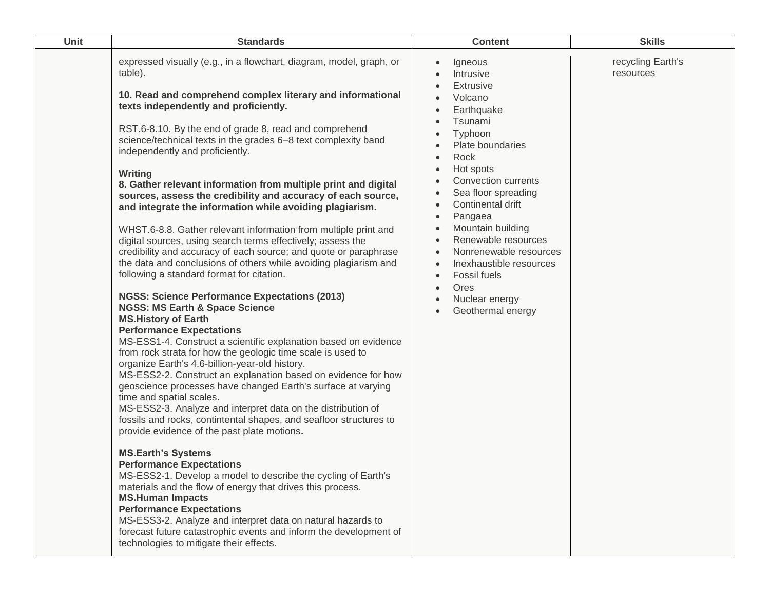| Unit | Standards | Content | Skills |
| --- | --- | --- | --- |
| | expressed visually (e.g., in a flowchart, diagram, model, graph, or table).<br><br>**10. Read and comprehend complex literary and informational texts independently and proficiently.**<br><br>RST.6-8.10. By the end of grade 8, read and comprehend science/technical texts in the grades 6–8 text complexity band independently and proficiently.<br><br>**Writing**<br>**8. Gather relevant information from multiple print and digital sources, assess the credibility and accuracy of each source, and integrate the information while avoiding plagiarism.**<br><br>WHST.6-8.8. Gather relevant information from multiple print and digital sources, using search terms effectively; assess the credibility and accuracy of each source; and quote or paraphrase the data and conclusions of others while avoiding plagiarism and following a standard format for citation.<br><br>**NGSS: Science Performance Expectations (2013)**<br>**NGSS: MS Earth & Space Science**<br>**MS.History of Earth**<br>**Performance Expectations**<br>MS-ESS1-4. Construct a scientific explanation based on evidence from rock strata for how the geologic time scale is used to organize Earth's 4.6-billion-year-old history.<br>MS-ESS2-2. Construct an explanation based on evidence for how geoscience processes have changed Earth's surface at varying time and spatial scales**.**<br>MS-ESS2-3. Analyze and interpret data on the distribution of fossils and rocks, contintental shapes, and seafloor structures to provide evidence of the past plate motions**.**<br><br>**MS.Earth's Systems**<br>**Performance Expectations**<br>MS-ESS2-1. Develop a model to describe the cycling of Earth's materials and the flow of energy that drives this process.<br>**MS.Human Impacts**<br>**Performance Expectations**<br>MS-ESS3-2. Analyze and interpret data on natural hazards to forecast future catastrophic events and inform the development of technologies to mitigate their effects. | • Igneous<br>• Intrusive<br>• Extrusive<br>• Volcano<br>• Earthquake<br>• Tsunami<br>• Typhoon<br>• Plate boundaries<br>• Rock<br>• Hot spots<br>• Convection currents<br>• Sea floor spreading<br>• Continental drift<br>• Pangaea<br>• Mountain building<br>• Renewable resources<br>• Nonrenewable resources<br>• Inexhaustible resources<br>• Fossil fuels<br>• Ores<br>• Nuclear energy<br>• Geothermal energy | recycling Earth's resources |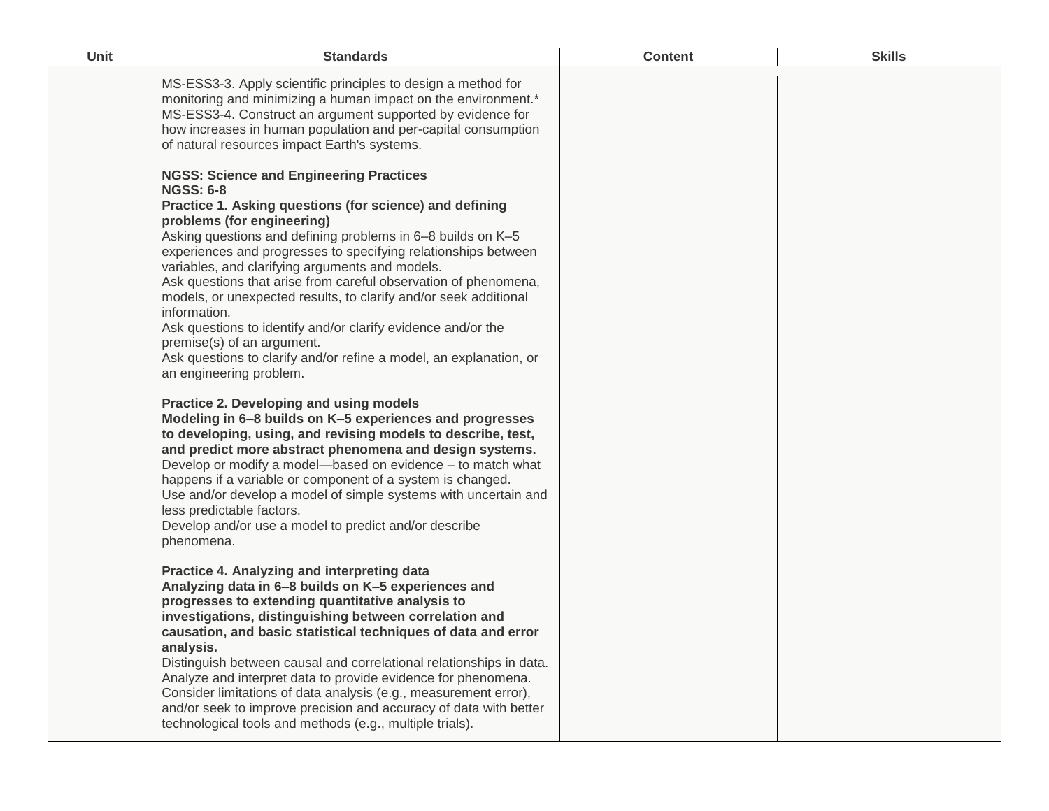| Unit | Standards | Content | Skills |
| --- | --- | --- | --- |
| | MS-ESS3-3. Apply scientific principles to design a method for monitoring and minimizing a human impact on the environment.*<br>MS-ESS3-4. Construct an argument supported by evidence for how increases in human population and per-capital consumption of natural resources impact Earth's systems.<br><br>**NGSS: Science and Engineering Practices**<br>**NGSS: 6-8**<br>**Practice 1. Asking questions (for science) and defining problems (for engineering)**<br>Asking questions and defining problems in 6–8 builds on K–5 experiences and progresses to specifying relationships between variables, and clarifying arguments and models.<br>Ask questions that arise from careful observation of phenomena, models, or unexpected results, to clarify and/or seek additional information.<br>Ask questions to identify and/or clarify evidence and/or the premise(s) of an argument.<br>Ask questions to clarify and/or refine a model, an explanation, or an engineering problem.<br><br>**Practice 2. Developing and using models**<br>**Modeling in 6–8 builds on K–5 experiences and progresses to developing, using, and revising models to describe, test, and predict more abstract phenomena and design systems.**<br>Develop or modify a model—based on evidence – to match what happens if a variable or component of a system is changed.<br>Use and/or develop a model of simple systems with uncertain and less predictable factors.<br>Develop and/or use a model to predict and/or describe phenomena.<br><br>**Practice 4. Analyzing and interpreting data**<br>**Analyzing data in 6–8 builds on K–5 experiences and progresses to extending quantitative analysis to investigations, distinguishing between correlation and causation, and basic statistical techniques of data and error analysis.**<br>Distinguish between causal and correlational relationships in data.<br>Analyze and interpret data to provide evidence for phenomena.<br>Consider limitations of data analysis (e.g., measurement error), and/or seek to improve precision and accuracy of data with better technological tools and methods (e.g., multiple trials). | | |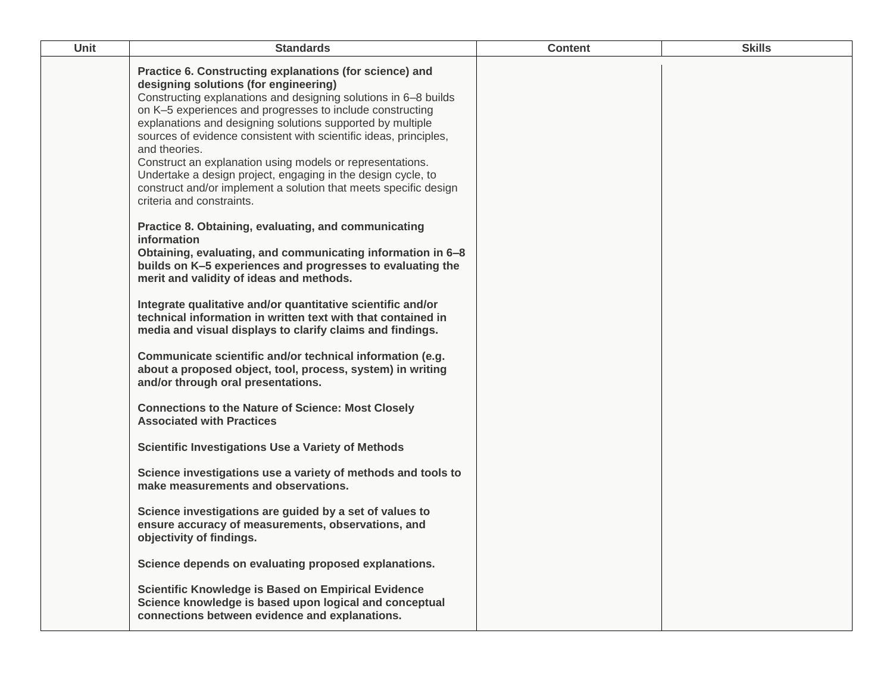| Unit | Standards | Content | Skills |
|---|---|---|---|
| | **Practice 6. Constructing explanations (for science) and designing solutions (for engineering)**<br>Constructing explanations and designing solutions in 6–8 builds on K–5 experiences and progresses to include constructing explanations and designing solutions supported by multiple sources of evidence consistent with scientific ideas, principles, and theories.<br>Construct an explanation using models or representations.<br>Undertake a design project, engaging in the design cycle, to construct and/or implement a solution that meets specific design criteria and constraints.<br><br>**Practice 8. Obtaining, evaluating, and communicating information**<br>**Obtaining, evaluating, and communicating information in 6–8 builds on K–5 experiences and progresses to evaluating the merit and validity of ideas and methods.**<br><br>**Integrate qualitative and/or quantitative scientific and/or technical information in written text with that contained in media and visual displays to clarify claims and findings.**<br><br>**Communicate scientific and/or technical information (e.g. about a proposed object, tool, process, system) in writing and/or through oral presentations.**<br><br>**Connections to the Nature of Science: Most Closely Associated with Practices**<br><br>**Scientific Investigations Use a Variety of Methods**<br><br>**Science investigations use a variety of methods and tools to make measurements and observations.**<br><br>**Science investigations are guided by a set of values to ensure accuracy of measurements, observations, and objectivity of findings.**<br><br>**Science depends on evaluating proposed explanations.**<br><br>**Scientific Knowledge is Based on Empirical Evidence**<br>**Science knowledge is based upon logical and conceptual connections between evidence and explanations.** | | |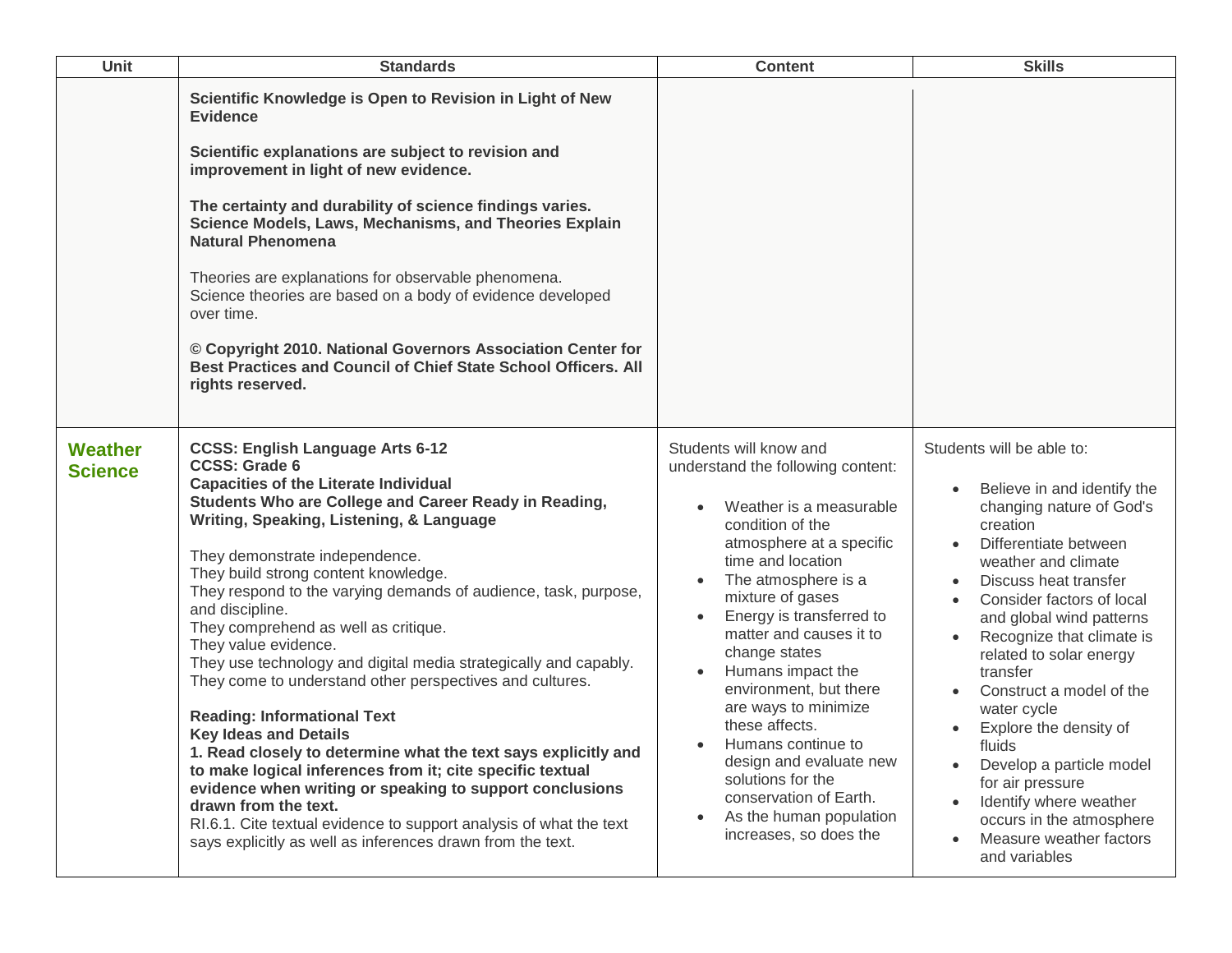| Unit | Standards | Content | Skills |
|---|---|---|---|
| | **Scientific Knowledge is Open to Revision in Light of New Evidence**<br><br>**Scientific explanations are subject to revision and improvement in light of new evidence.**<br><br>**The certainty and durability of science findings varies.**<br>**Science Models, Laws, Mechanisms, and Theories Explain Natural Phenomena**<br><br>Theories are explanations for observable phenomena.<br>Science theories are based on a body of evidence developed over time.<br><br>**© Copyright 2010. National Governors Association Center for Best Practices and Council of Chief State School Officers. All rights reserved.** | | |
| **Weather Science** | **CCSS: English Language Arts 6-12**<br>**CCSS: Grade 6**<br>**Capacities of the Literate Individual**<br>**Students Who are College and Career Ready in Reading, Writing, Speaking, Listening, & Language**<br><br>They demonstrate independence.<br>They build strong content knowledge.<br>They respond to the varying demands of audience, task, purpose, and discipline.<br>They comprehend as well as critique.<br>They value evidence.<br>They use technology and digital media strategically and capably.<br>They come to understand other perspectives and cultures.<br><br>**Reading: Informational Text**<br>**Key Ideas and Details**<br>**1. Read closely to determine what the text says explicitly and to make logical inferences from it; cite specific textual evidence when writing or speaking to support conclusions drawn from the text.**<br>RI.6.1. Cite textual evidence to support analysis of what the text says explicitly as well as inferences drawn from the text. | Students will know and understand the following content:<br><br>• Weather is a measurable condition of the atmosphere at a specific time and location<br>• The atmosphere is a mixture of gases<br>• Energy is transferred to matter and causes it to change states<br>• Humans impact the environment, but there are ways to minimize these affects.<br>• Humans continue to design and evaluate new solutions for the conservation of Earth.<br>• As the human population increases, so does the | Students will be able to:<br><br>• Believe in and identify the changing nature of God's creation<br>• Differentiate between weather and climate<br>• Discuss heat transfer<br>• Consider factors of local and global wind patterns<br>• Recognize that climate is related to solar energy transfer<br>• Construct a model of the water cycle<br>• Explore the density of fluids<br>• Develop a particle model for air pressure<br>• Identify where weather occurs in the atmosphere<br>• Measure weather factors and variables |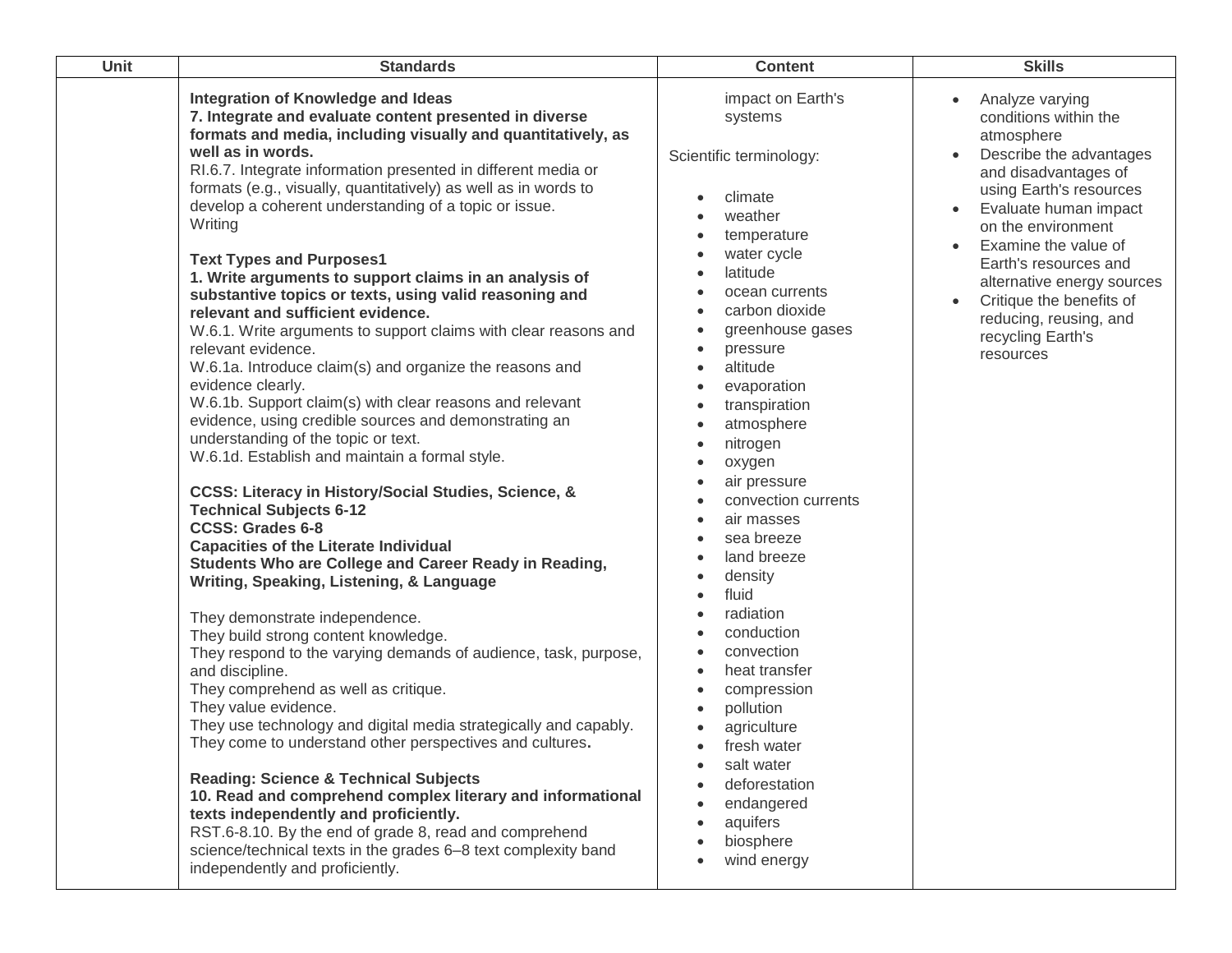| Unit | Standards | Content | Skills |
|---|---|---|---|
| | **Integration of Knowledge and Ideas**<br>**7. Integrate and evaluate content presented in diverse formats and media, including visually and quantitatively, as well as in words.**<br>RI.6.7. Integrate information presented in different media or formats (e.g., visually, quantitatively) as well as in words to develop a coherent understanding of a topic or issue.<br>Writing<br><br>**Text Types and Purposes1**<br>**1. Write arguments to support claims in an analysis of substantive topics or texts, using valid reasoning and relevant and sufficient evidence.**<br>W.6.1. Write arguments to support claims with clear reasons and relevant evidence.<br>W.6.1a. Introduce claim(s) and organize the reasons and evidence clearly.<br>W.6.1b. Support claim(s) with clear reasons and relevant evidence, using credible sources and demonstrating an understanding of the topic or text.<br>W.6.1d. Establish and maintain a formal style.<br><br>**CCSS: Literacy in History/Social Studies, Science, & Technical Subjects 6-12**<br>**CCSS: Grades 6-8**<br>**Capacities of the Literate Individual**<br>**Students Who are College and Career Ready in Reading, Writing, Speaking, Listening, & Language**<br><br>They demonstrate independence.<br>They build strong content knowledge.<br>They respond to the varying demands of audience, task, purpose, and discipline.<br>They comprehend as well as critique.<br>They value evidence.<br>They use technology and digital media strategically and capably.<br>They come to understand other perspectives and cultures**.**<br><br>**Reading: Science & Technical Subjects**<br>**10. Read and comprehend complex literary and informational texts independently and proficiently.**<br>RST.6-8.10. By the end of grade 8, read and comprehend science/technical texts in the grades 6–8 text complexity band independently and proficiently. | impact on Earth's systems<br><br>Scientific terminology:<br><br>• climate<br>• weather<br>• temperature<br>• water cycle<br>• latitude<br>• ocean currents<br>• carbon dioxide<br>• greenhouse gases<br>• pressure<br>• altitude<br>• evaporation<br>• transpiration<br>• atmosphere<br>• nitrogen<br>• oxygen<br>• air pressure<br>• convection currents<br>• air masses<br>• sea breeze<br>• land breeze<br>• density<br>• fluid<br>• radiation<br>• conduction<br>• convection<br>• heat transfer<br>• compression<br>• pollution<br>• agriculture<br>• fresh water<br>• salt water<br>• deforestation<br>• endangered<br>• aquifers<br>• biosphere<br>• wind energy | • Analyze varying conditions within the atmosphere<br>• Describe the advantages and disadvantages of using Earth's resources<br>• Evaluate human impact on the environment<br>• Examine the value of Earth's resources and alternative energy sources<br>• Critique the benefits of reducing, reusing, and recycling Earth's resources |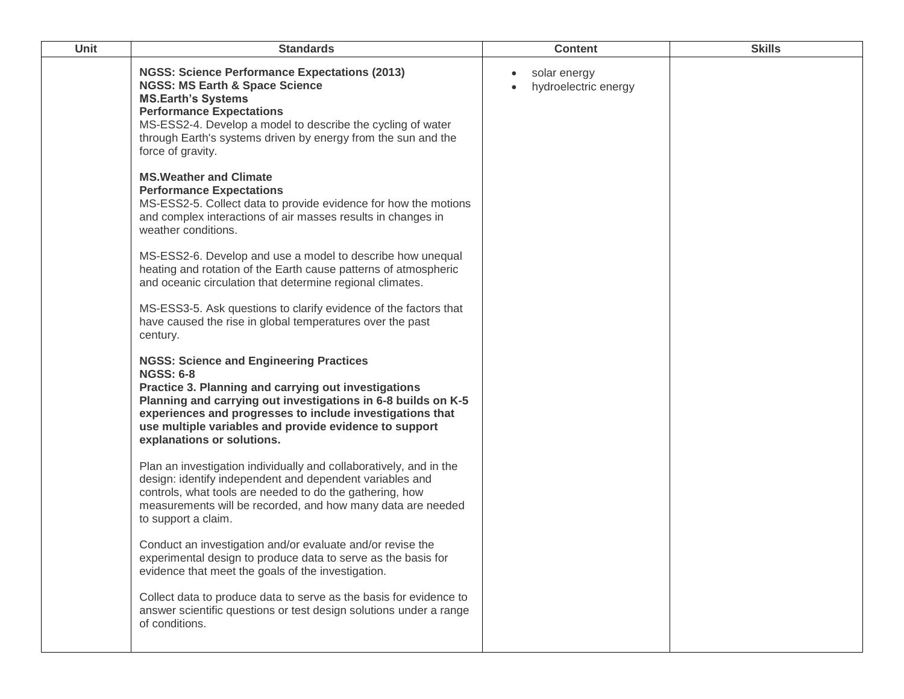| Unit | Standards | Content | Skills |
| --- | --- | --- | --- |
| | **NGSS: Science Performance Expectations (2013)**<br>**NGSS: MS Earth & Space Science**<br>**MS.Earth's Systems**<br>**Performance Expectations**<br>MS-ESS2-4. Develop a model to describe the cycling of water through Earth's systems driven by energy from the sun and the force of gravity.<br><br>**MS.Weather and Climate**<br>**Performance Expectations**<br>MS-ESS2-5. Collect data to provide evidence for how the motions and complex interactions of air masses results in changes in weather conditions.<br><br>MS-ESS2-6. Develop and use a model to describe how unequal heating and rotation of the Earth cause patterns of atmospheric and oceanic circulation that determine regional climates.<br><br>MS-ESS3-5. Ask questions to clarify evidence of the factors that have caused the rise in global temperatures over the past century.<br><br>**NGSS: Science and Engineering Practices**<br>**NGSS: 6-8**<br>**Practice 3. Planning and carrying out investigations**<br>**Planning and carrying out investigations in 6-8 builds on K-5 experiences and progresses to include investigations that use multiple variables and provide evidence to support explanations or solutions.**<br><br>Plan an investigation individually and collaboratively, and in the design: identify independent and dependent variables and controls, what tools are needed to do the gathering, how measurements will be recorded, and how many data are needed to support a claim.<br><br>Conduct an investigation and/or evaluate and/or revise the experimental design to produce data to serve as the basis for evidence that meet the goals of the investigation.<br><br>Collect data to produce data to serve as the basis for evidence to answer scientific questions or test design solutions under a range of conditions. | • solar energy<br>• hydroelectric energy | |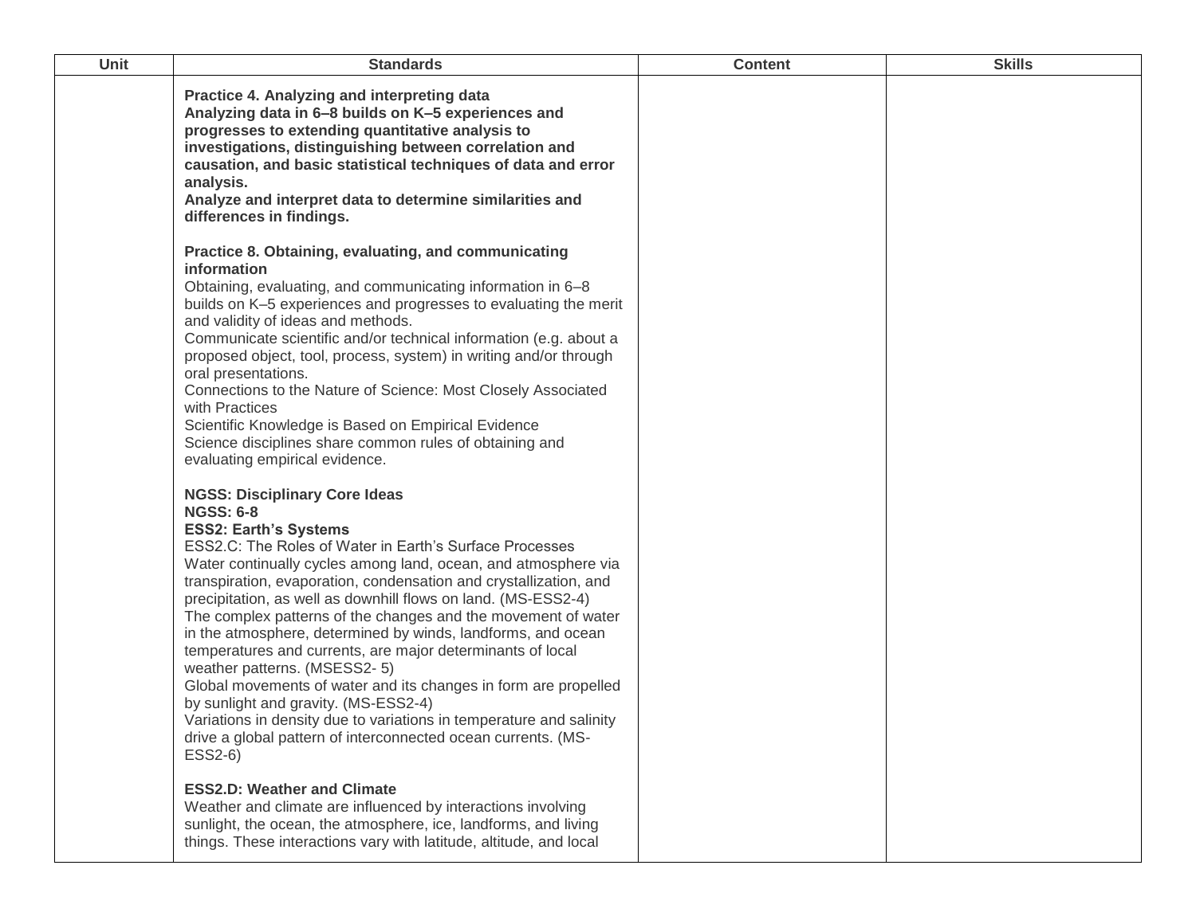| Unit | Standards | Content | Skills |
| --- | --- | --- | --- |
| | **Practice 4. Analyzing and interpreting data**<br>**Analyzing data in 6–8 builds on K–5 experiences and progresses to extending quantitative analysis to investigations, distinguishing between correlation and causation, and basic statistical techniques of data and error analysis.**<br>**Analyze and interpret data to determine similarities and differences in findings.**<br><br>**Practice 8. Obtaining, evaluating, and communicating information**<br>Obtaining, evaluating, and communicating information in 6–8 builds on K–5 experiences and progresses to evaluating the merit and validity of ideas and methods.<br>Communicate scientific and/or technical information (e.g. about a proposed object, tool, process, system) in writing and/or through oral presentations.<br>Connections to the Nature of Science: Most Closely Associated with Practices<br>Scientific Knowledge is Based on Empirical Evidence<br>Science disciplines share common rules of obtaining and evaluating empirical evidence.<br><br>**NGSS: Disciplinary Core Ideas**<br>**NGSS: 6-8**<br>**ESS2: Earth's Systems**<br>ESS2.C: The Roles of Water in Earth's Surface Processes<br>Water continually cycles among land, ocean, and atmosphere via transpiration, evaporation, condensation and crystallization, and precipitation, as well as downhill flows on land. (MS-ESS2-4)<br>The complex patterns of the changes and the movement of water in the atmosphere, determined by winds, landforms, and ocean temperatures and currents, are major determinants of local weather patterns. (MSESS2- 5)<br>Global movements of water and its changes in form are propelled by sunlight and gravity. (MS-ESS2-4)<br>Variations in density due to variations in temperature and salinity drive a global pattern of interconnected ocean currents. (MS-ESS2-6)<br><br>**ESS2.D: Weather and Climate**<br>Weather and climate are influenced by interactions involving sunlight, the ocean, the atmosphere, ice, landforms, and living things. These interactions vary with latitude, altitude, and local | | |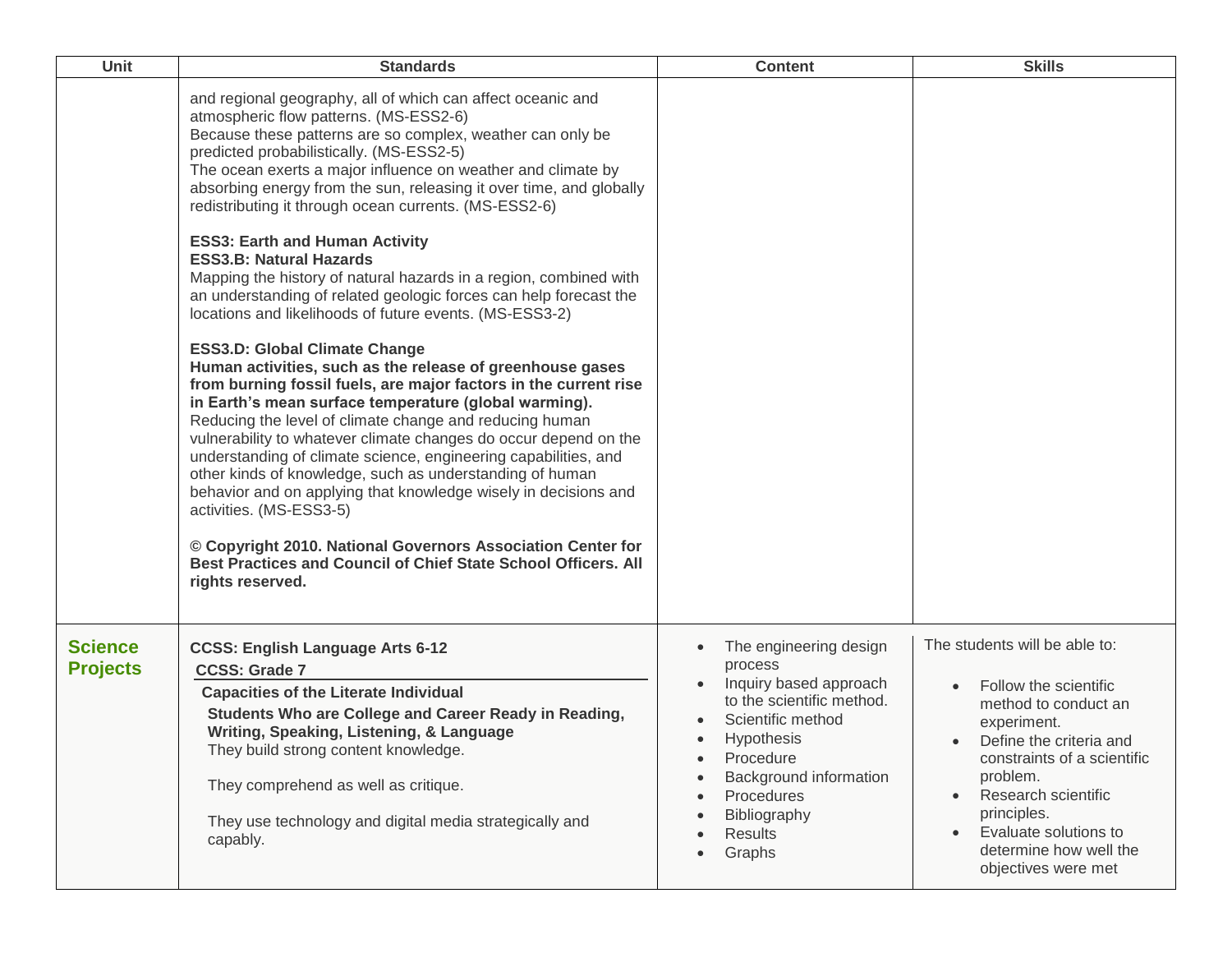| Unit | Standards | Content | Skills |
|---|---|---|---|
| | and regional geography, all of which can affect oceanic and atmospheric flow patterns. (MS-ESS2-6)<br>Because these patterns are so complex, weather can only be predicted probabilistically. (MS-ESS2-5)<br>The ocean exerts a major influence on weather and climate by absorbing energy from the sun, releasing it over time, and globally redistributing it through ocean currents. (MS-ESS2-6)<br><br>**ESS3: Earth and Human Activity**<br>**ESS3.B: Natural Hazards**<br>Mapping the history of natural hazards in a region, combined with an understanding of related geologic forces can help forecast the locations and likelihoods of future events. (MS-ESS3-2)<br><br>**ESS3.D: Global Climate Change**<br>**Human activities, such as the release of greenhouse gases from burning fossil fuels, are major factors in the current rise in Earth's mean surface temperature (global warming).**<br>Reducing the level of climate change and reducing human vulnerability to whatever climate changes do occur depend on the understanding of climate science, engineering capabilities, and other kinds of knowledge, such as understanding of human behavior and on applying that knowledge wisely in decisions and activities. (MS-ESS3-5)<br><br>**© Copyright 2010. National Governors Association Center for Best Practices and Council of Chief State School Officers. All rights reserved.** | | |
| **Science Projects** | **CCSS: English Language Arts 6-12**<br>**CCSS: Grade 7**<br>**Capacities of the Literate Individual**<br>**Students Who are College and Career Ready in Reading, Writing, Speaking, Listening, & Language**<br>They build strong content knowledge.<br><br>They comprehend as well as critique.<br><br>They use technology and digital media strategically and capably. | • The engineering design process<br>• Inquiry based approach to the scientific method.<br>• Scientific method<br>• Hypothesis<br>• Procedure<br>• Background information<br>• Procedures<br>• Bibliography<br>• Results<br>• Graphs | The students will be able to:<br><br>• Follow the scientific method to conduct an experiment.<br>• Define the criteria and constraints of a scientific problem.<br>• Research scientific principles.<br>• Evaluate solutions to determine how well the objectives were met |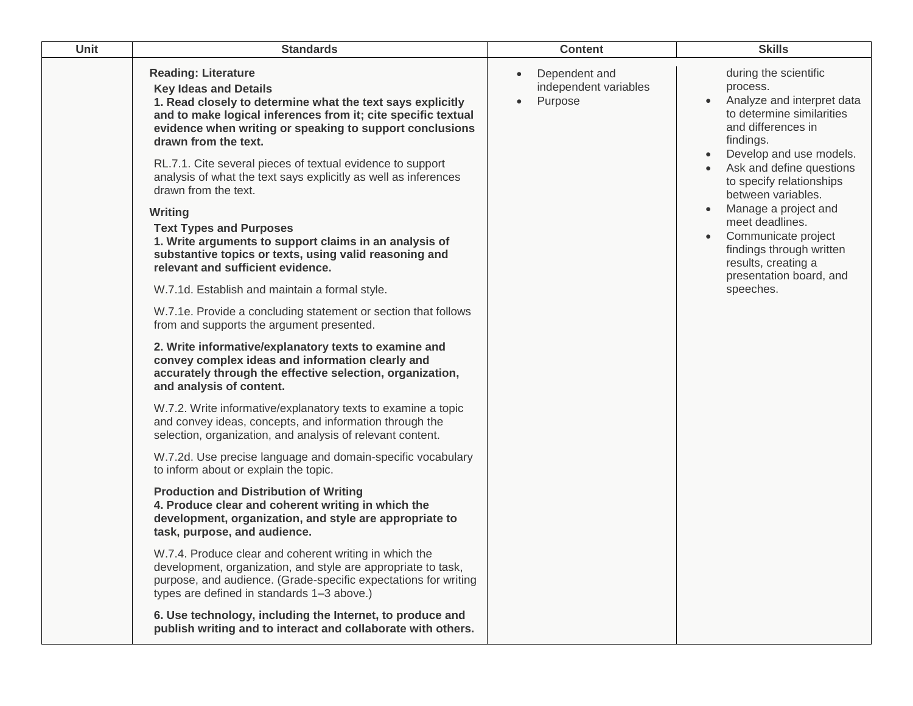| Unit | Standards | Content | Skills |
| --- | --- | --- | --- |
| | **Reading: Literature**<br>**Key Ideas and Details**<br>**1. Read closely to determine what the text says explicitly and to make logical inferences from it; cite specific textual evidence when writing or speaking to support conclusions drawn from the text.**<br><br>RL.7.1. Cite several pieces of textual evidence to support analysis of what the text says explicitly as well as inferences drawn from the text.<br><br>**Writing**<br>**Text Types and Purposes**<br>**1. Write arguments to support claims in an analysis of substantive topics or texts, using valid reasoning and relevant and sufficient evidence.**<br><br>W.7.1d. Establish and maintain a formal style.<br><br>W.7.1e. Provide a concluding statement or section that follows from and supports the argument presented.<br><br>**2. Write informative/explanatory texts to examine and convey complex ideas and information clearly and accurately through the effective selection, organization, and analysis of content.**<br><br>W.7.2. Write informative/explanatory texts to examine a topic and convey ideas, concepts, and information through the selection, organization, and analysis of relevant content.<br><br>W.7.2d. Use precise language and domain-specific vocabulary to inform about or explain the topic.<br><br>**Production and Distribution of Writing**<br>**4. Produce clear and coherent writing in which the development, organization, and style are appropriate to task, purpose, and audience.**<br><br>W.7.4. Produce clear and coherent writing in which the development, organization, and style are appropriate to task, purpose, and audience. (Grade-specific expectations for writing types are defined in standards 1–3 above.)<br><br>**6. Use technology, including the Internet, to produce and publish writing and to interact and collaborate with others.** | • Dependent and independent variables<br>• Purpose | during the scientific process.<br>• Analyze and interpret data to determine similarities and differences in findings.<br>• Develop and use models.<br>• Ask and define questions to specify relationships between variables.<br>• Manage a project and meet deadlines.<br>• Communicate project findings through written results, creating a presentation board, and speeches. |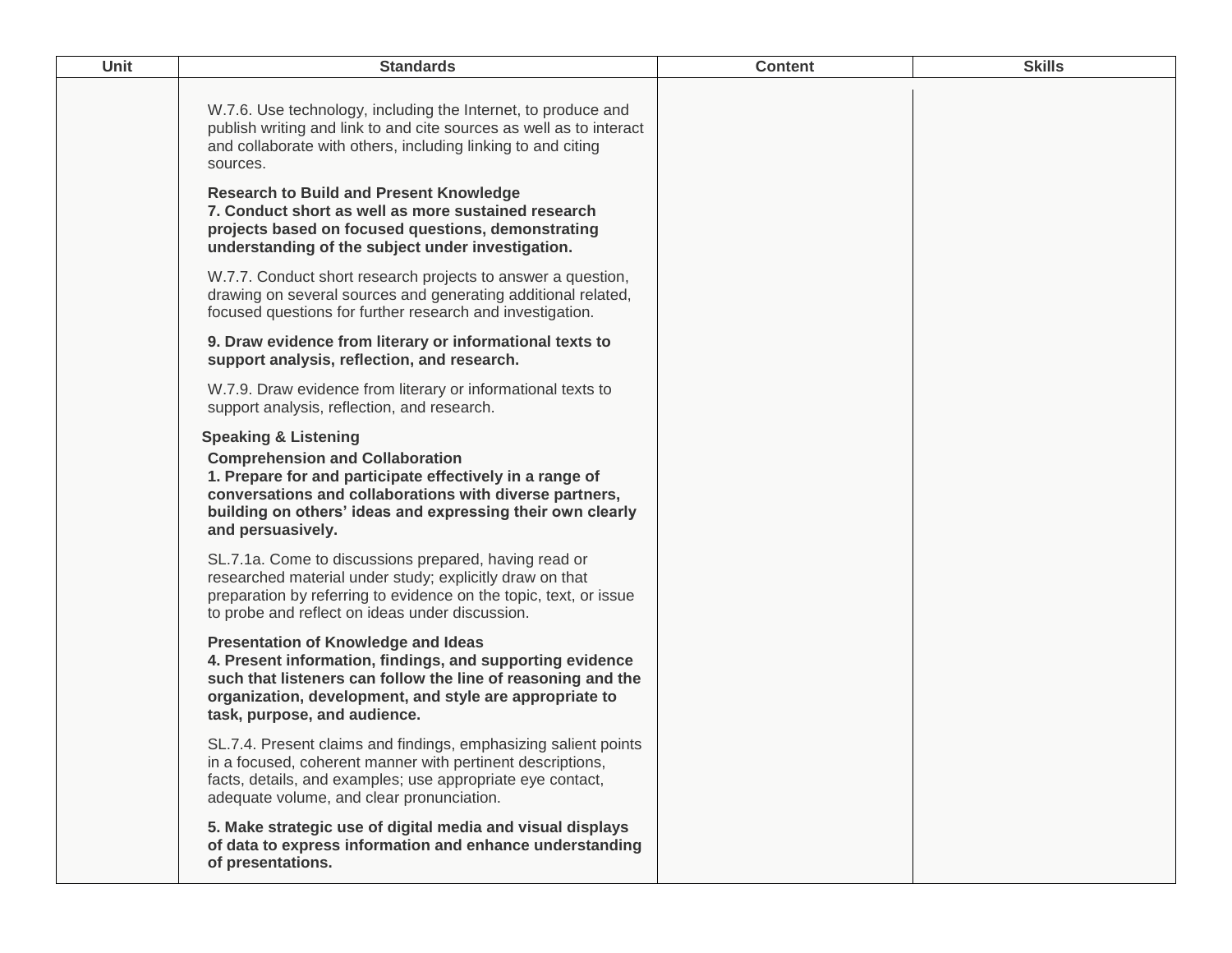| Unit | Standards | Content | Skills |
| --- | --- | --- | --- |
| | W.7.6. Use technology, including the Internet, to produce and publish writing and link to and cite sources as well as to interact and collaborate with others, including linking to and citing sources.<br><br>**Research to Build and Present Knowledge**<br>**7. Conduct short as well as more sustained research projects based on focused questions, demonstrating understanding of the subject under investigation.**<br><br>W.7.7. Conduct short research projects to answer a question, drawing on several sources and generating additional related, focused questions for further research and investigation.<br><br>**9. Draw evidence from literary or informational texts to support analysis, reflection, and research.**<br><br>W.7.9. Draw evidence from literary or informational texts to support analysis, reflection, and research.<br><br>**Speaking & Listening**<br>**Comprehension and Collaboration**<br>**1. Prepare for and participate effectively in a range of conversations and collaborations with diverse partners, building on others' ideas and expressing their own clearly and persuasively.**<br><br>SL.7.1a. Come to discussions prepared, having read or researched material under study; explicitly draw on that preparation by referring to evidence on the topic, text, or issue to probe and reflect on ideas under discussion.<br><br>**Presentation of Knowledge and Ideas**<br>**4. Present information, findings, and supporting evidence such that listeners can follow the line of reasoning and the organization, development, and style are appropriate to task, purpose, and audience.**<br><br>SL.7.4. Present claims and findings, emphasizing salient points in a focused, coherent manner with pertinent descriptions, facts, details, and examples; use appropriate eye contact, adequate volume, and clear pronunciation.<br><br>**5. Make strategic use of digital media and visual displays of data to express information and enhance understanding of presentations.** | | |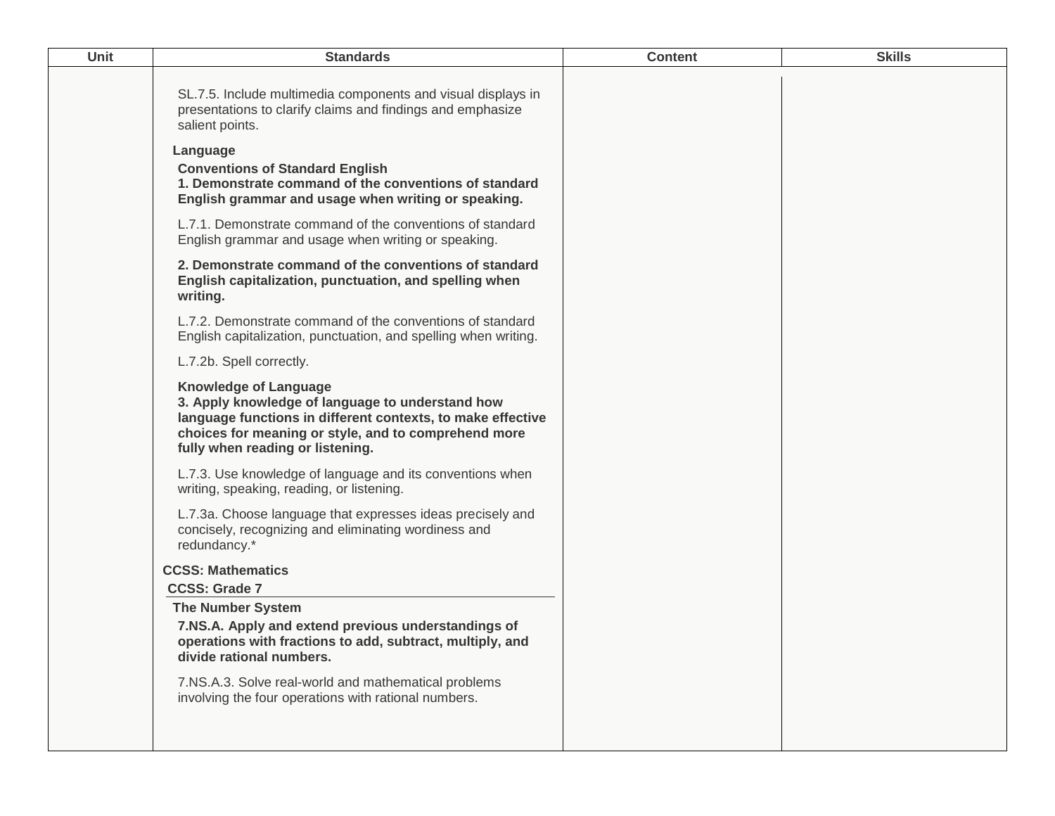| Unit | Standards | Content | Skills |
| --- | --- | --- | --- |
| | SL.7.5. Include multimedia components and visual displays in presentations to clarify claims and findings and emphasize salient points.<br><br>**Language**<br><br>**Conventions of Standard English**<br>**1. Demonstrate command of the conventions of standard English grammar and usage when writing or speaking.**<br><br>L.7.1. Demonstrate command of the conventions of standard English grammar and usage when writing or speaking.<br><br>**2. Demonstrate command of the conventions of standard English capitalization, punctuation, and spelling when writing.**<br><br>L.7.2. Demonstrate command of the conventions of standard English capitalization, punctuation, and spelling when writing.<br><br>L.7.2b. Spell correctly.<br><br>**Knowledge of Language**<br>**3. Apply knowledge of language to understand how language functions in different contexts, to make effective choices for meaning or style, and to comprehend more fully when reading or listening.**<br><br>L.7.3. Use knowledge of language and its conventions when writing, speaking, reading, or listening.<br><br>L.7.3a. Choose language that expresses ideas precisely and concisely, recognizing and eliminating wordiness and redundancy.*<br><br>**CCSS: Mathematics**<br>**CCSS: Grade 7**<br>**The Number System**<br><br>**7.NS.A. Apply and extend previous understandings of operations with fractions to add, subtract, multiply, and divide rational numbers.**<br><br>7.NS.A.3. Solve real-world and mathematical problems involving the four operations with rational numbers. | | |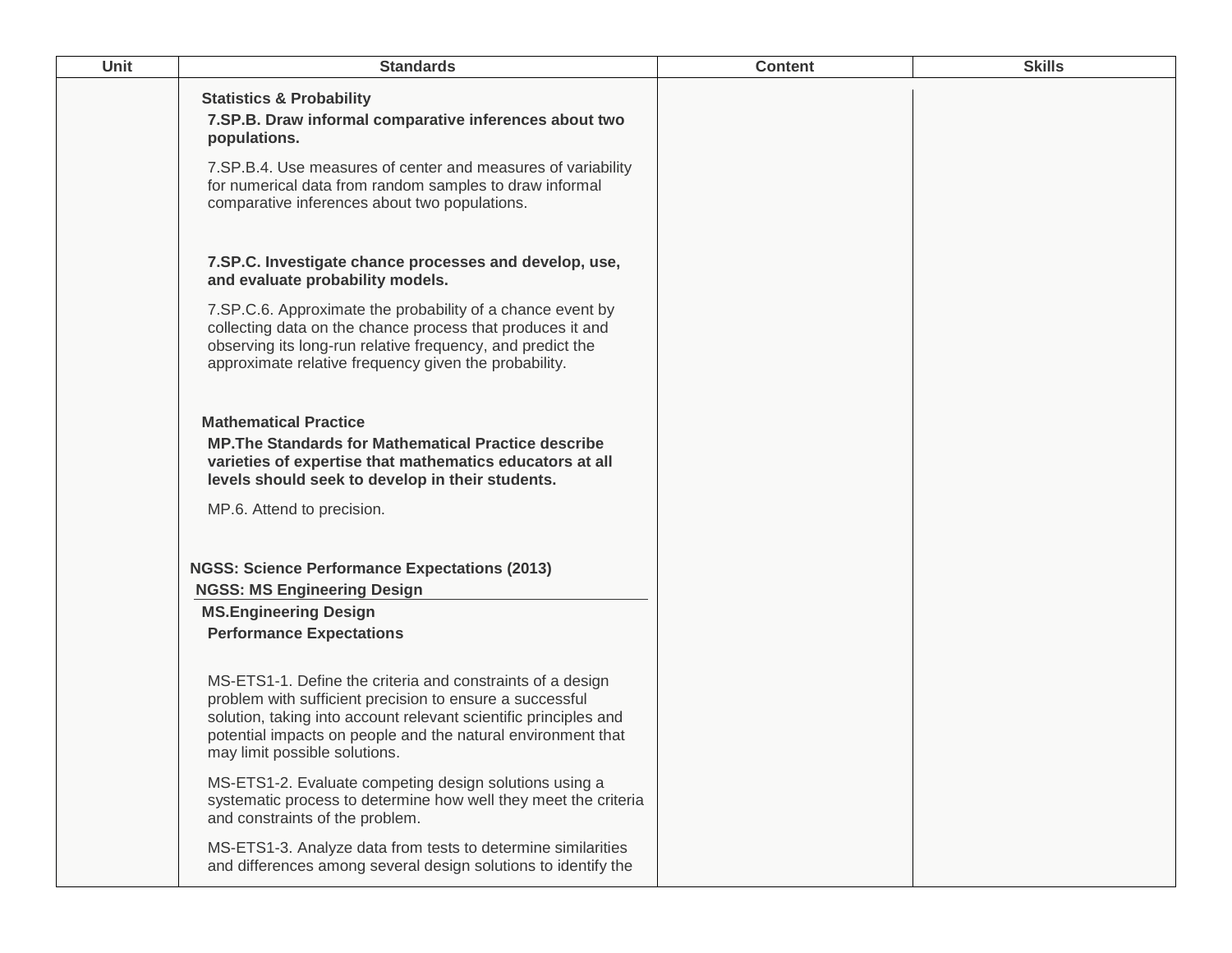| Unit | Standards | Content | Skills |
|---|---|---|---|
| | **Statistics & Probability**<br>**7.SP.B. Draw informal comparative inferences about two populations.**<br>7.SP.B.4. Use measures of center and measures of variability for numerical data from random samples to draw informal comparative inferences about two populations.<br><br>**7.SP.C. Investigate chance processes and develop, use, and evaluate probability models.**<br>7.SP.C.6. Approximate the probability of a chance event by collecting data on the chance process that produces it and observing its long-run relative frequency, and predict the approximate relative frequency given the probability.<br><br>**Mathematical Practice**<br>**MP.The Standards for Mathematical Practice describe varieties of expertise that mathematics educators at all levels should seek to develop in their students.**<br>MP.6. Attend to precision.<br><br>**NGSS: Science Performance Expectations (2013)**<br>**NGSS: MS Engineering Design**<br>**MS.Engineering Design**<br>**Performance Expectations**<br>MS-ETS1-1. Define the criteria and constraints of a design problem with sufficient precision to ensure a successful solution, taking into account relevant scientific principles and potential impacts on people and the natural environment that may limit possible solutions.<br>MS-ETS1-2. Evaluate competing design solutions using a systematic process to determine how well they meet the criteria and constraints of the problem.<br>MS-ETS1-3. Analyze data from tests to determine similarities and differences among several design solutions to identify the | | |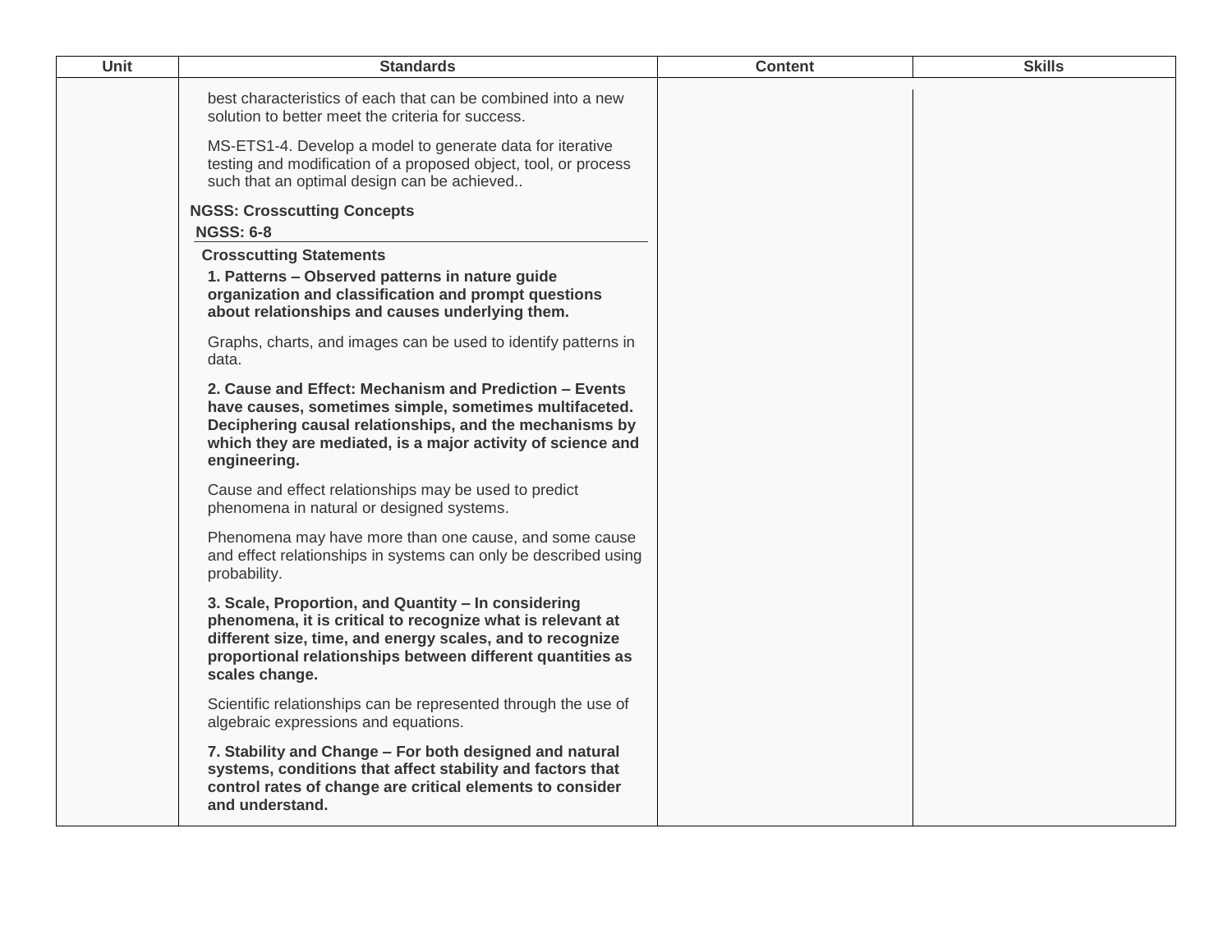| Unit | Standards | Content | Skills |
|---|---|---|---|
| | best characteristics of each that can be combined into a new solution to better meet the criteria for success.<br><br>MS-ETS1-4. Develop a model to generate data for iterative testing and modification of a proposed object, tool, or process such that an optimal design can be achieved..<br><br>**NGSS: Crosscutting Concepts**<br>**NGSS: 6-8**<br>**Crosscutting Statements**<br>**1. Patterns – Observed patterns in nature guide organization and classification and prompt questions about relationships and causes underlying them.**<br><br>Graphs, charts, and images can be used to identify patterns in data.<br><br>**2. Cause and Effect: Mechanism and Prediction – Events have causes, sometimes simple, sometimes multifaceted. Deciphering causal relationships, and the mechanisms by which they are mediated, is a major activity of science and engineering.**<br><br>Cause and effect relationships may be used to predict phenomena in natural or designed systems.<br><br>Phenomena may have more than one cause, and some cause and effect relationships in systems can only be described using probability.<br><br>**3. Scale, Proportion, and Quantity – In considering phenomena, it is critical to recognize what is relevant at different size, time, and energy scales, and to recognize proportional relationships between different quantities as scales change.**<br><br>Scientific relationships can be represented through the use of algebraic expressions and equations.<br><br>**7. Stability and Change – For both designed and natural systems, conditions that affect stability and factors that control rates of change are critical elements to consider and understand.** | | |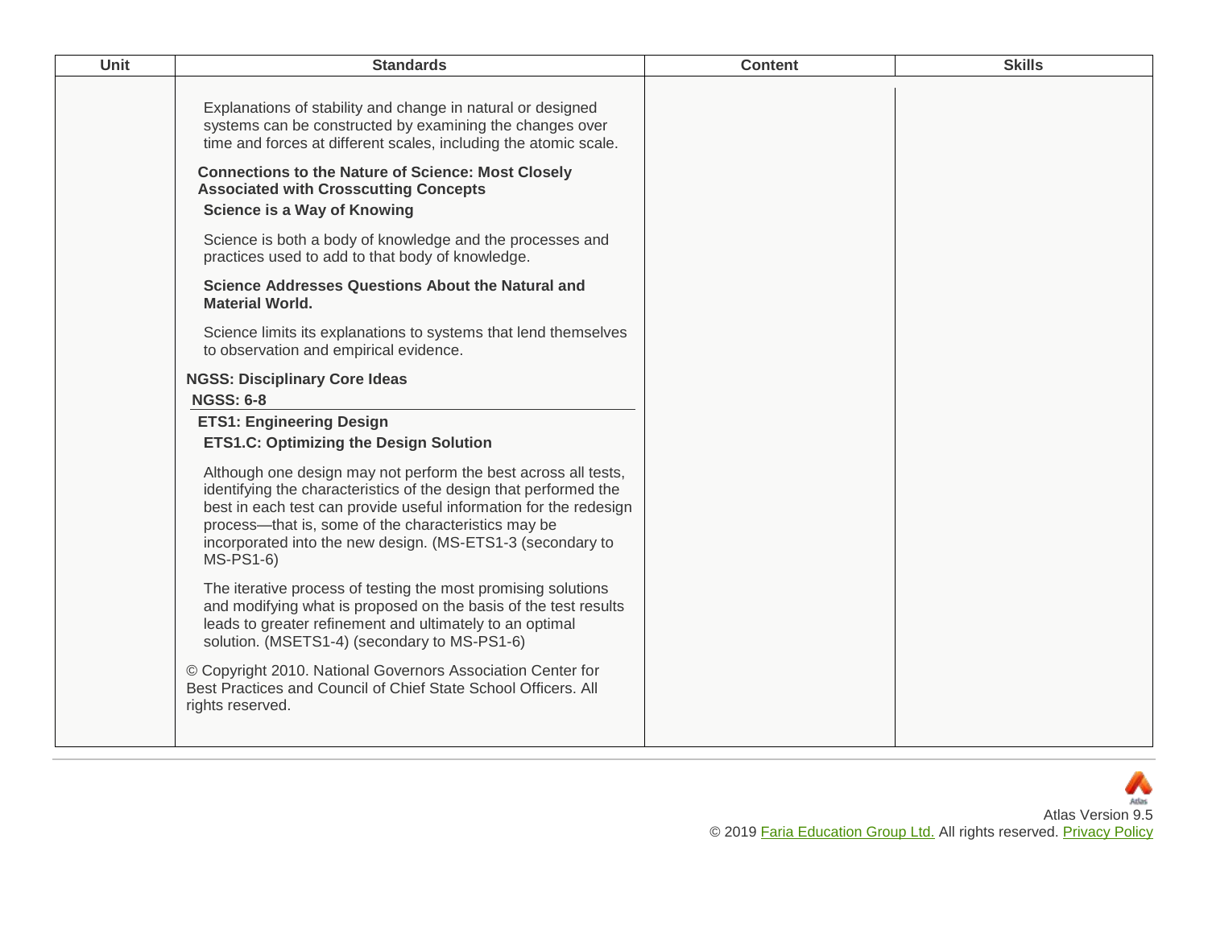| Unit | Standards | Content | Skills |
| --- | --- | --- | --- |
| | Explanations of stability and change in natural or designed systems can be constructed by examining the changes over time and forces at different scales, including the atomic scale.<br><br>**Connections to the Nature of Science: Most Closely Associated with Crosscutting Concepts**<br>**Science is a Way of Knowing**<br><br>Science is both a body of knowledge and the processes and practices used to add to that body of knowledge.<br><br>**Science Addresses Questions About the Natural and Material World.**<br><br>Science limits its explanations to systems that lend themselves to observation and empirical evidence.<br><br>**NGSS: Disciplinary Core Ideas**<br>**NGSS: 6-8**<br>**ETS1: Engineering Design**<br>**ETS1.C: Optimizing the Design Solution**<br><br>Although one design may not perform the best across all tests, identifying the characteristics of the design that performed the best in each test can provide useful information for the redesign process—that is, some of the characteristics may be incorporated into the new design. (MS-ETS1-3 (secondary to MS-PS1-6)<br><br>The iterative process of testing the most promising solutions and modifying what is proposed on the basis of the test results leads to greater refinement and ultimately to an optimal solution. (MSETS1-4) (secondary to MS-PS1-6)<br><br>© Copyright 2010. National Governors Association Center for Best Practices and Council of Chief State School Officers. All rights reserved. | | |

Atlas Version 9.5
© 2019 Faria Education Group Ltd. All rights reserved. Privacy Policy